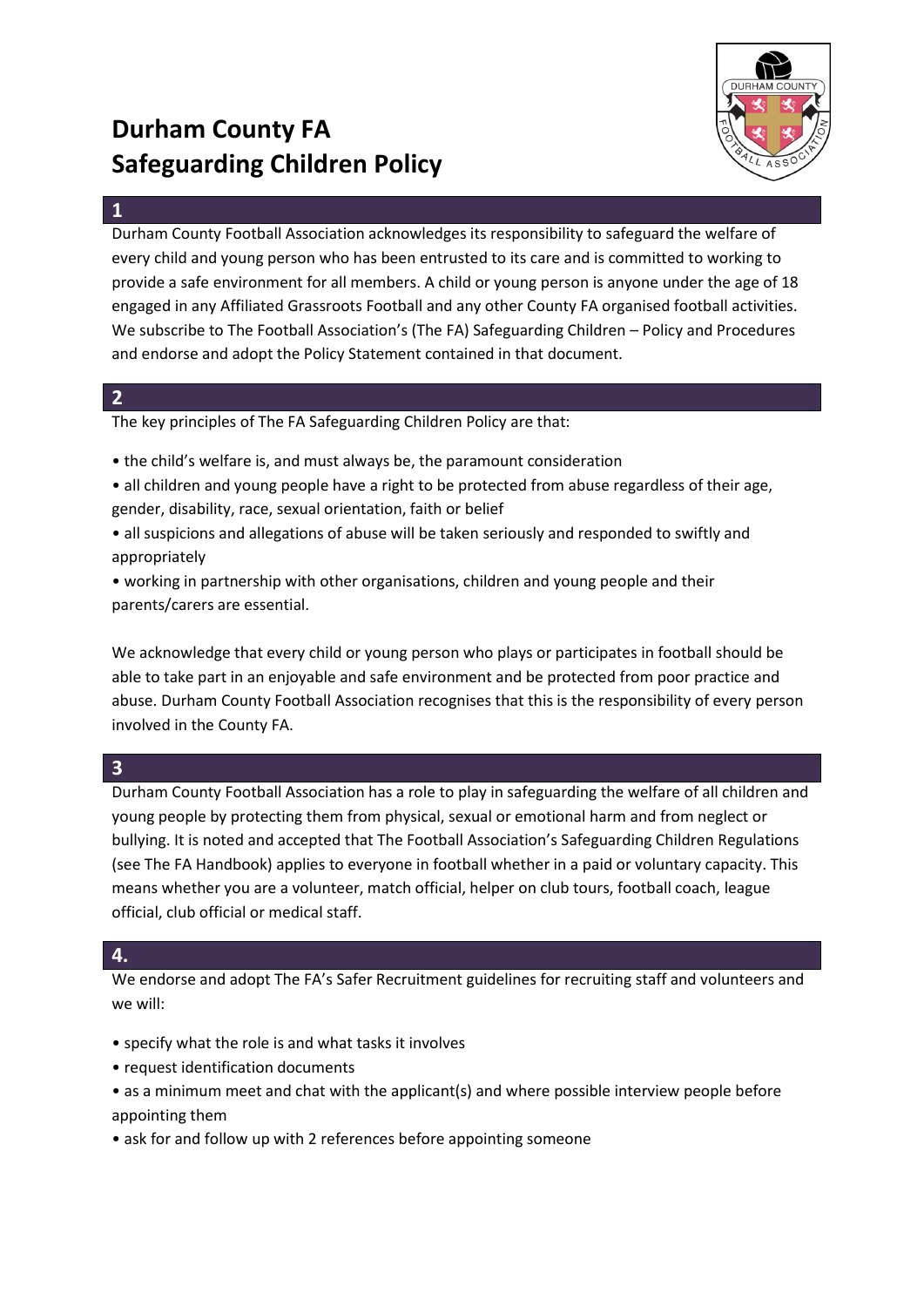# Durham County FA
# Safeguarding Children Policy

## 1

Durham County Football Association acknowledges its responsibility to safeguard the welfare of every child and young person who has been entrusted to its care and is committed to working to provide a safe environment for all members. A child or young person is anyone under the age of 18 engaged in any Affiliated Grassroots Football and any other County FA organised football activities. We subscribe to The Football Association's (The FA) Safeguarding Children – Policy and Procedures and endorse and adopt the Policy Statement contained in that document.

## 2

The key principles of The FA Safeguarding Children Policy are that:

- the child's welfare is, and must always be, the paramount consideration
- all children and young people have a right to be protected from abuse regardless of their age, gender, disability, race, sexual orientation, faith or belief
- all suspicions and allegations of abuse will be taken seriously and responded to swiftly and appropriately
- working in partnership with other organisations, children and young people and their parents/carers are essential.

We acknowledge that every child or young person who plays or participates in football should be able to take part in an enjoyable and safe environment and be protected from poor practice and abuse. Durham County Football Association recognises that this is the responsibility of every person involved in the County FA.

## 3

Durham County Football Association has a role to play in safeguarding the welfare of all children and young people by protecting them from physical, sexual or emotional harm and from neglect or bullying. It is noted and accepted that The Football Association's Safeguarding Children Regulations (see The FA Handbook) applies to everyone in football whether in a paid or voluntary capacity. This means whether you are a volunteer, match official, helper on club tours, football coach, league official, club official or medical staff.

## 4.

We endorse and adopt The FA's Safer Recruitment guidelines for recruiting staff and volunteers and we will:

- specify what the role is and what tasks it involves
- request identification documents
- as a minimum meet and chat with the applicant(s) and where possible interview people before appointing them
- ask for and follow up with 2 references before appointing someone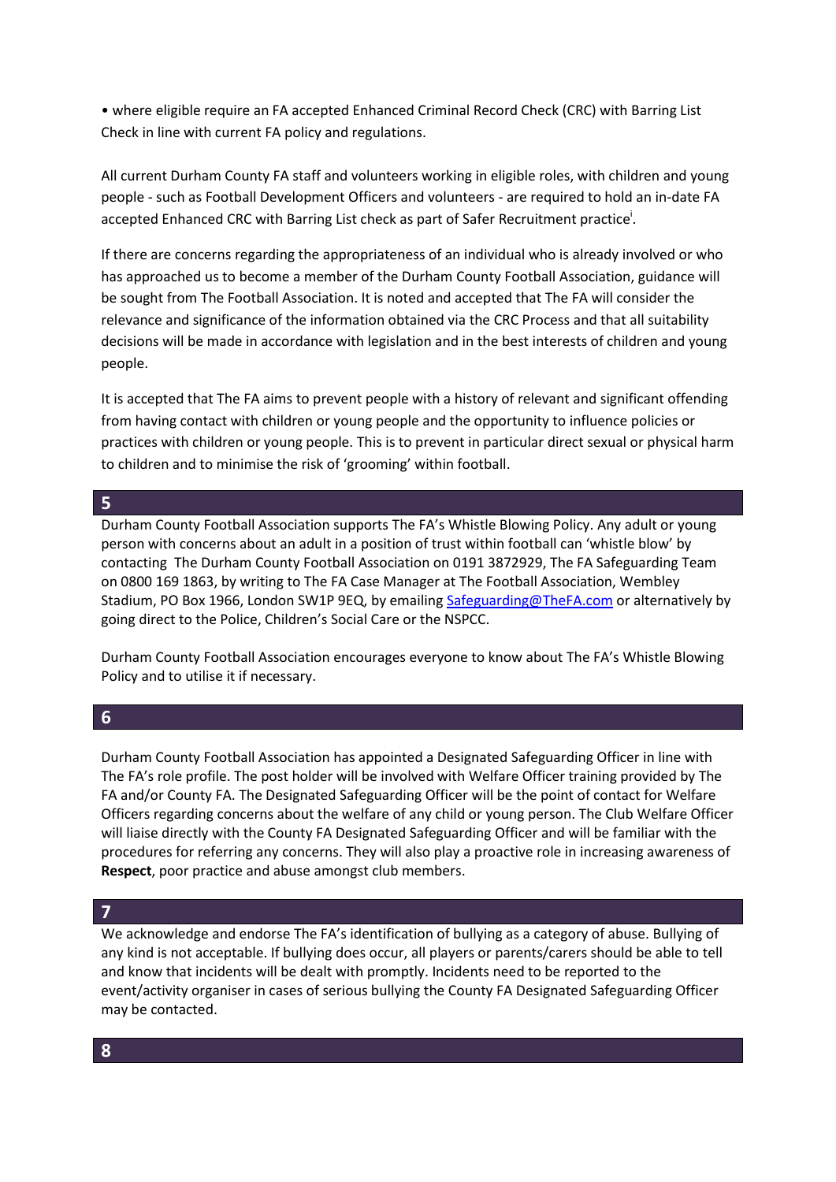- where eligible require an FA accepted Enhanced Criminal Record Check (CRC) with Barring List Check in line with current FA policy and regulations.

All current Durham County FA staff and volunteers working in eligible roles, with children and young people - such as Football Development Officers and volunteers - are required to hold an in-date FA accepted Enhanced CRC with Barring List check as part of Safer Recruitment practice[i].

If there are concerns regarding the appropriateness of an individual who is already involved or who has approached us to become a member of the Durham County Football Association, guidance will be sought from The Football Association. It is noted and accepted that The FA will consider the relevance and significance of the information obtained via the CRC Process and that all suitability decisions will be made in accordance with legislation and in the best interests of children and young people.

It is accepted that The FA aims to prevent people with a history of relevant and significant offending from having contact with children or young people and the opportunity to influence policies or practices with children or young people. This is to prevent in particular direct sexual or physical harm to children and to minimise the risk of 'grooming' within football.

## 5

Durham County Football Association supports The FA's Whistle Blowing Policy. Any adult or young person with concerns about an adult in a position of trust within football can 'whistle blow' by contacting The Durham County Football Association on 0191 3872929, The FA Safeguarding Team on 0800 169 1863, by writing to The FA Case Manager at The Football Association, Wembley Stadium, PO Box 1966, London SW1P 9EQ, by emailing Safeguarding@TheFA.com or alternatively by going direct to the Police, Children's Social Care or the NSPCC.

Durham County Football Association encourages everyone to know about The FA's Whistle Blowing Policy and to utilise it if necessary.

## 6

Durham County Football Association has appointed a Designated Safeguarding Officer in line with The FA's role profile. The post holder will be involved with Welfare Officer training provided by The FA and/or County FA. The Designated Safeguarding Officer will be the point of contact for Welfare Officers regarding concerns about the welfare of any child or young person. The Club Welfare Officer will liaise directly with the County FA Designated Safeguarding Officer and will be familiar with the procedures for referring any concerns. They will also play a proactive role in increasing awareness of **Respect**, poor practice and abuse amongst club members.

## 7

We acknowledge and endorse The FA's identification of bullying as a category of abuse. Bullying of any kind is not acceptable. If bullying does occur, all players or parents/carers should be able to tell and know that incidents will be dealt with promptly. Incidents need to be reported to the event/activity organiser in cases of serious bullying the County FA Designated Safeguarding Officer may be contacted.

## 8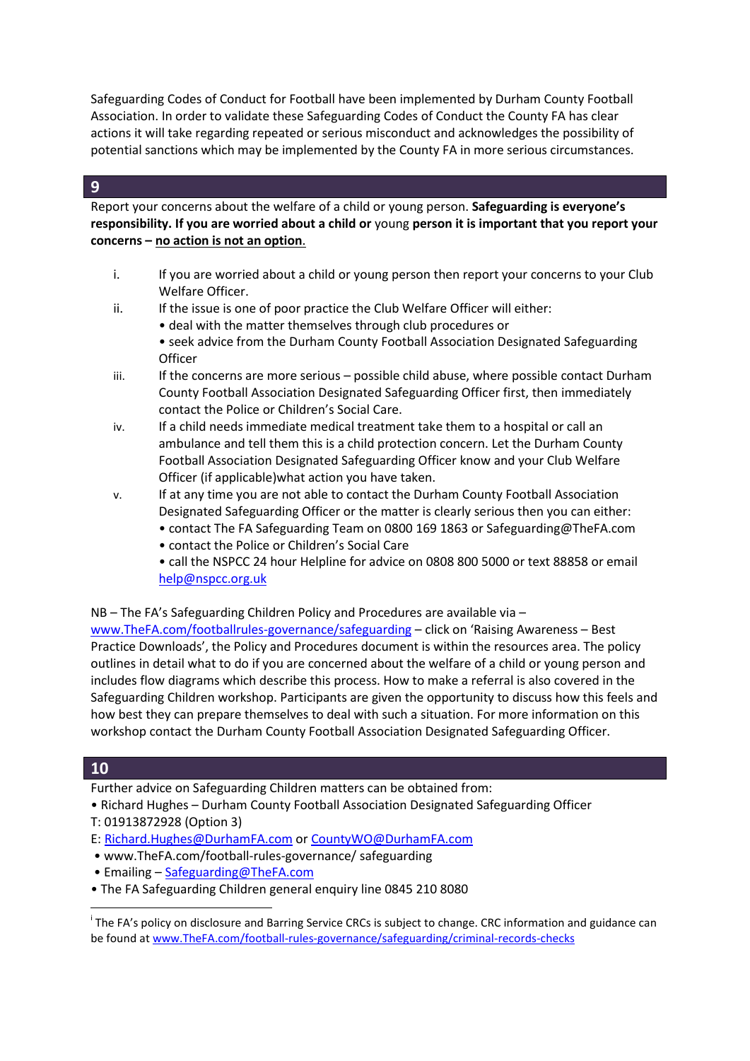Safeguarding Codes of Conduct for Football have been implemented by Durham County Football Association. In order to validate these Safeguarding Codes of Conduct the County FA has clear actions it will take regarding repeated or serious misconduct and acknowledges the possibility of potential sanctions which may be implemented by the County FA in more serious circumstances.

## 9

Report your concerns about the welfare of a child or young person. **Safeguarding is everyone's responsibility. If you are worried about a child or** young **person it is important that you report your concerns – <u>no action is not an option</u>**.

i. If you are worried about a child or young person then report your concerns to your Club Welfare Officer.

ii. If the issue is one of poor practice the Club Welfare Officer will either:
   - deal with the matter themselves through club procedures or
   - seek advice from the Durham County Football Association Designated Safeguarding Officer

iii. If the concerns are more serious – possible child abuse, where possible contact Durham County Football Association Designated Safeguarding Officer first, then immediately contact the Police or Children's Social Care.

iv. If a child needs immediate medical treatment take them to a hospital or call an ambulance and tell them this is a child protection concern. Let the Durham County Football Association Designated Safeguarding Officer know and your Club Welfare Officer (if applicable)what action you have taken.

v. If at any time you are not able to contact the Durham County Football Association Designated Safeguarding Officer or the matter is clearly serious then you can either:
   - contact The FA Safeguarding Team on 0800 169 1863 or Safeguarding@TheFA.com
   - contact the Police or Children's Social Care
   - call the NSPCC 24 hour Helpline for advice on 0808 800 5000 or text 88858 or email help@nspcc.org.uk

NB – The FA's Safeguarding Children Policy and Procedures are available via – www.TheFA.com/footballrules-governance/safeguarding – click on 'Raising Awareness – Best Practice Downloads', the Policy and Procedures document is within the resources area. The policy outlines in detail what to do if you are concerned about the welfare of a child or young person and includes flow diagrams which describe this process. How to make a referral is also covered in the Safeguarding Children workshop. Participants are given the opportunity to discuss how this feels and how best they can prepare themselves to deal with such a situation. For more information on this workshop contact the Durham County Football Association Designated Safeguarding Officer.

## 10

Further advice on Safeguarding Children matters can be obtained from:

- Richard Hughes – Durham County Football Association Designated Safeguarding Officer

T: 01913872928 (Option 3)

E: Richard.Hughes@DurhamFA.com or CountyWO@DurhamFA.com

- www.TheFA.com/football-rules-governance/ safeguarding
- Emailing – Safeguarding@TheFA.com
- The FA Safeguarding Children general enquiry line 0845 210 8080

---

[i] The FA's policy on disclosure and Barring Service CRCs is subject to change. CRC information and guidance can be found at www.TheFA.com/football-rules-governance/safeguarding/criminal-records-checks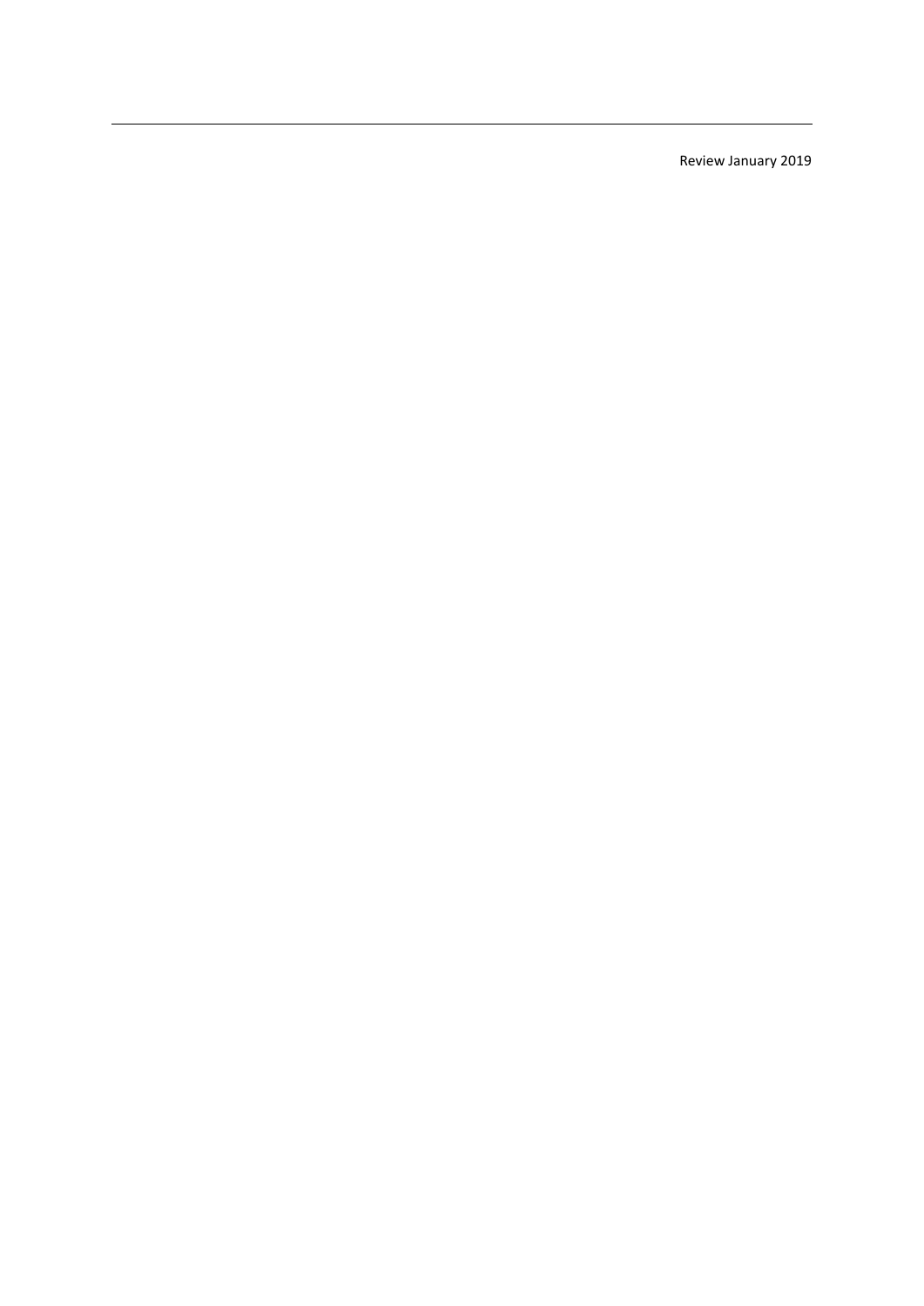Review January 2019